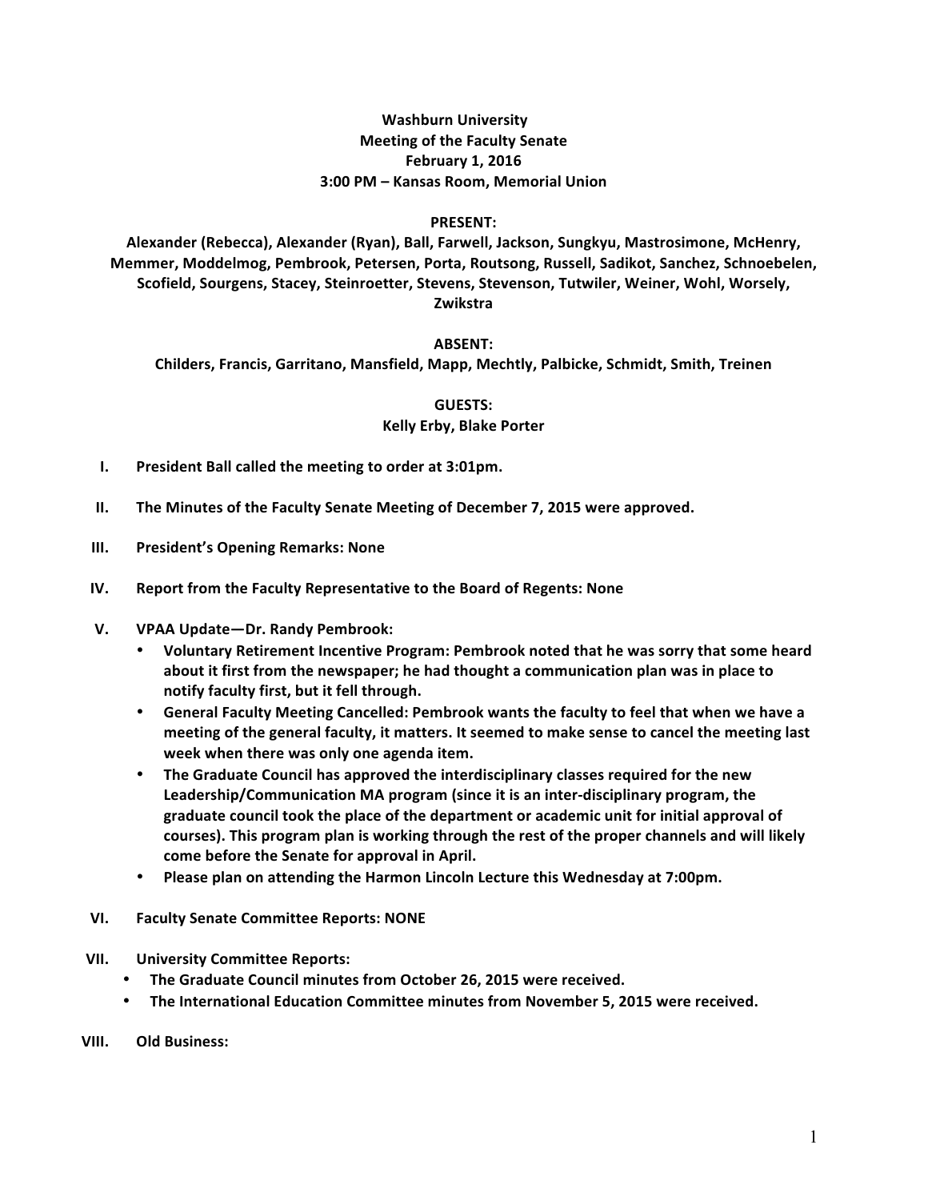**Washburn University**
**Meeting of the Faculty Senate**
**February 1, 2016**
**3:00 PM – Kansas Room, Memorial Union**

**PRESENT:**

**Alexander (Rebecca), Alexander (Ryan), Ball, Farwell, Jackson, Sungkyu, Mastrosimone, McHenry, Memmer, Moddelmog, Pembrook, Petersen, Porta, Routsong, Russell, Sadikot, Sanchez, Schnoebelen, Scofield, Sourgens, Stacey, Steinroetter, Stevens, Stevenson, Tutwiler, Weiner, Wohl, Worsely, Zwikstra**

**ABSENT:**

**Childers, Francis, Garritano, Mansfield, Mapp, Mechtly, Palbicke, Schmidt, Smith, Treinen**

**GUESTS:**

**Kelly Erby, Blake Porter**

**I. President Ball called the meeting to order at 3:01pm.**

**II. The Minutes of the Faculty Senate Meeting of December 7, 2015 were approved.**

**III. President's Opening Remarks: None**

**IV. Report from the Faculty Representative to the Board of Regents: None**

**V. VPAA Update—Dr. Randy Pembrook:**

- **Voluntary Retirement Incentive Program: Pembrook noted that he was sorry that some heard about it first from the newspaper; he had thought a communication plan was in place to notify faculty first, but it fell through.**
- **General Faculty Meeting Cancelled: Pembrook wants the faculty to feel that when we have a meeting of the general faculty, it matters. It seemed to make sense to cancel the meeting last week when there was only one agenda item.**
- **The Graduate Council has approved the interdisciplinary classes required for the new Leadership/Communication MA program (since it is an inter-disciplinary program, the graduate council took the place of the department or academic unit for initial approval of courses). This program plan is working through the rest of the proper channels and will likely come before the Senate for approval in April.**
- **Please plan on attending the Harmon Lincoln Lecture this Wednesday at 7:00pm.**

**VI. Faculty Senate Committee Reports: NONE**

**VII. University Committee Reports:**

- **The Graduate Council minutes from October 26, 2015 were received.**
- **The International Education Committee minutes from November 5, 2015 were received.**

**VIII. Old Business:**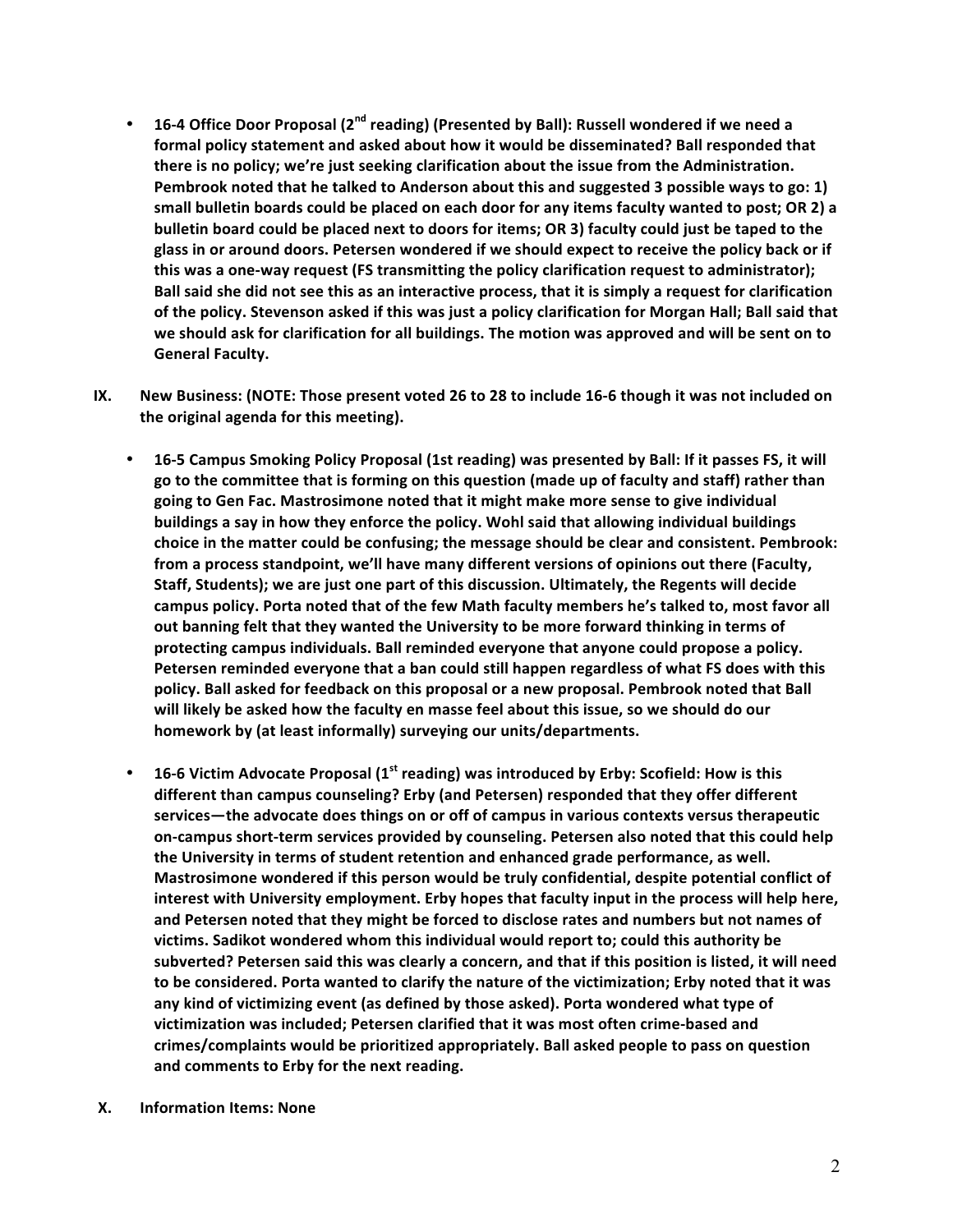- **16-4 Office Door Proposal (2nd reading) (Presented by Ball): Russell wondered if we need a formal policy statement and asked about how it would be disseminated? Ball responded that there is no policy; we're just seeking clarification about the issue from the Administration. Pembrook noted that he talked to Anderson about this and suggested 3 possible ways to go: 1) small bulletin boards could be placed on each door for any items faculty wanted to post; OR 2) a bulletin board could be placed next to doors for items; OR 3) faculty could just be taped to the glass in or around doors. Petersen wondered if we should expect to receive the policy back or if this was a one-way request (FS transmitting the policy clarification request to administrator); Ball said she did not see this as an interactive process, that it is simply a request for clarification of the policy. Stevenson asked if this was just a policy clarification for Morgan Hall; Ball said that we should ask for clarification for all buildings. The motion was approved and will be sent on to General Faculty.**

**IX. New Business: (NOTE: Those present voted 26 to 28 to include 16-6 though it was not included on the original agenda for this meeting).**

- **16-5 Campus Smoking Policy Proposal (1st reading) was presented by Ball: If it passes FS, it will go to the committee that is forming on this question (made up of faculty and staff) rather than going to Gen Fac. Mastrosimone noted that it might make more sense to give individual buildings a say in how they enforce the policy. Wohl said that allowing individual buildings choice in the matter could be confusing; the message should be clear and consistent. Pembrook: from a process standpoint, we'll have many different versions of opinions out there (Faculty, Staff, Students); we are just one part of this discussion. Ultimately, the Regents will decide campus policy. Porta noted that of the few Math faculty members he's talked to, most favor all out banning felt that they wanted the University to be more forward thinking in terms of protecting campus individuals. Ball reminded everyone that anyone could propose a policy. Petersen reminded everyone that a ban could still happen regardless of what FS does with this policy. Ball asked for feedback on this proposal or a new proposal. Pembrook noted that Ball will likely be asked how the faculty en masse feel about this issue, so we should do our homework by (at least informally) surveying our units/departments.**

- **16-6 Victim Advocate Proposal (1st reading) was introduced by Erby: Scofield: How is this different than campus counseling? Erby (and Petersen) responded that they offer different services—the advocate does things on or off of campus in various contexts versus therapeutic on-campus short-term services provided by counseling. Petersen also noted that this could help the University in terms of student retention and enhanced grade performance, as well. Mastrosimone wondered if this person would be truly confidential, despite potential conflict of interest with University employment. Erby hopes that faculty input in the process will help here, and Petersen noted that they might be forced to disclose rates and numbers but not names of victims. Sadikot wondered whom this individual would report to; could this authority be subverted? Petersen said this was clearly a concern, and that if this position is listed, it will need to be considered. Porta wanted to clarify the nature of the victimization; Erby noted that it was any kind of victimizing event (as defined by those asked). Porta wondered what type of victimization was included; Petersen clarified that it was most often crime-based and crimes/complaints would be prioritized appropriately. Ball asked people to pass on question and comments to Erby for the next reading.**

**X. Information Items: None**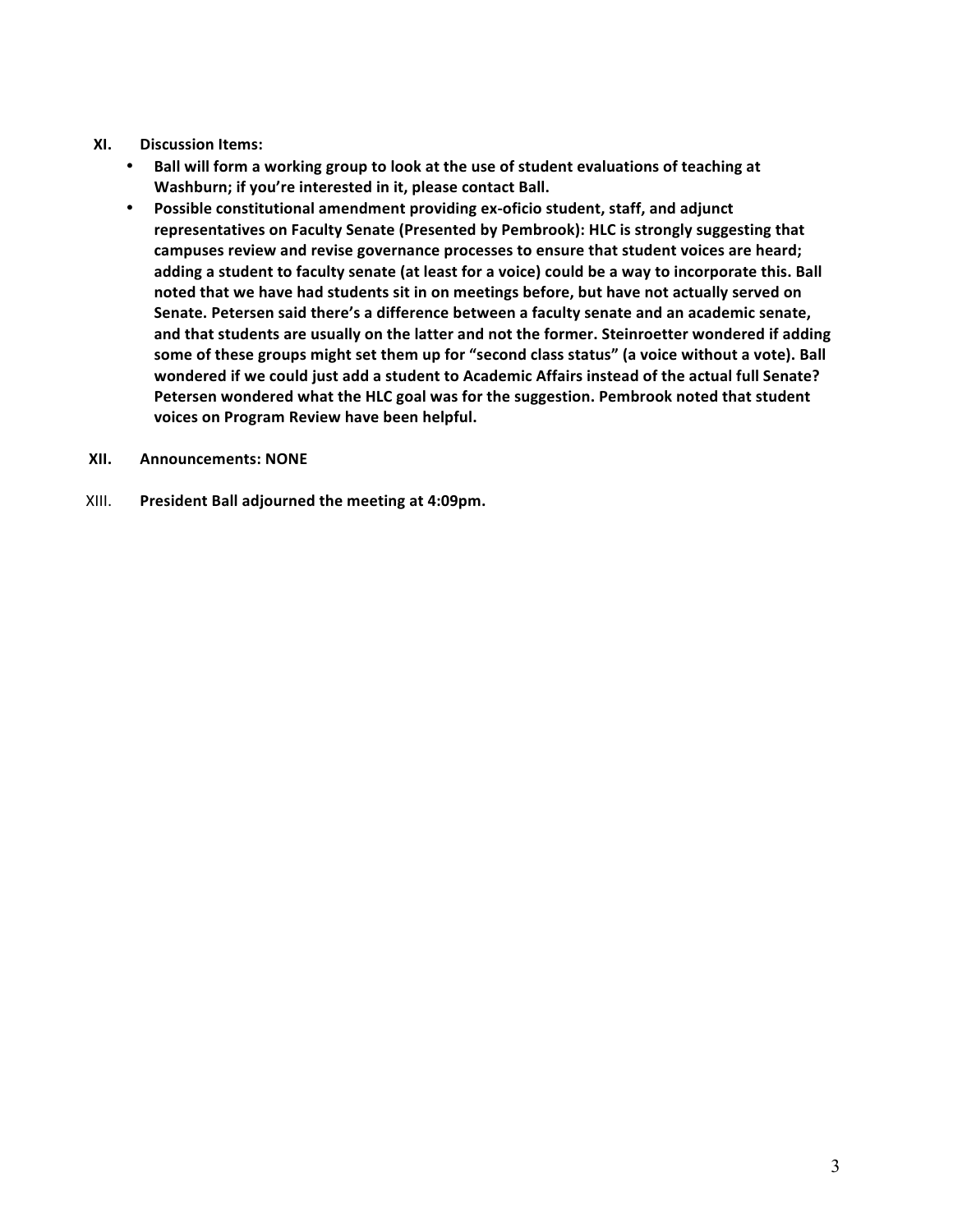**XI. Discussion Items:**

- **Ball will form a working group to look at the use of student evaluations of teaching at Washburn; if you're interested in it, please contact Ball.**
- **Possible constitutional amendment providing ex-oficio student, staff, and adjunct representatives on Faculty Senate (Presented by Pembrook): HLC is strongly suggesting that campuses review and revise governance processes to ensure that student voices are heard; adding a student to faculty senate (at least for a voice) could be a way to incorporate this. Ball noted that we have had students sit in on meetings before, but have not actually served on Senate. Petersen said there's a difference between a faculty senate and an academic senate, and that students are usually on the latter and not the former. Steinroetter wondered if adding some of these groups might set them up for "second class status" (a voice without a vote). Ball wondered if we could just add a student to Academic Affairs instead of the actual full Senate? Petersen wondered what the HLC goal was for the suggestion. Pembrook noted that student voices on Program Review have been helpful.**

**XII. Announcements: NONE**

XIII. **President Ball adjourned the meeting at 4:09pm.**